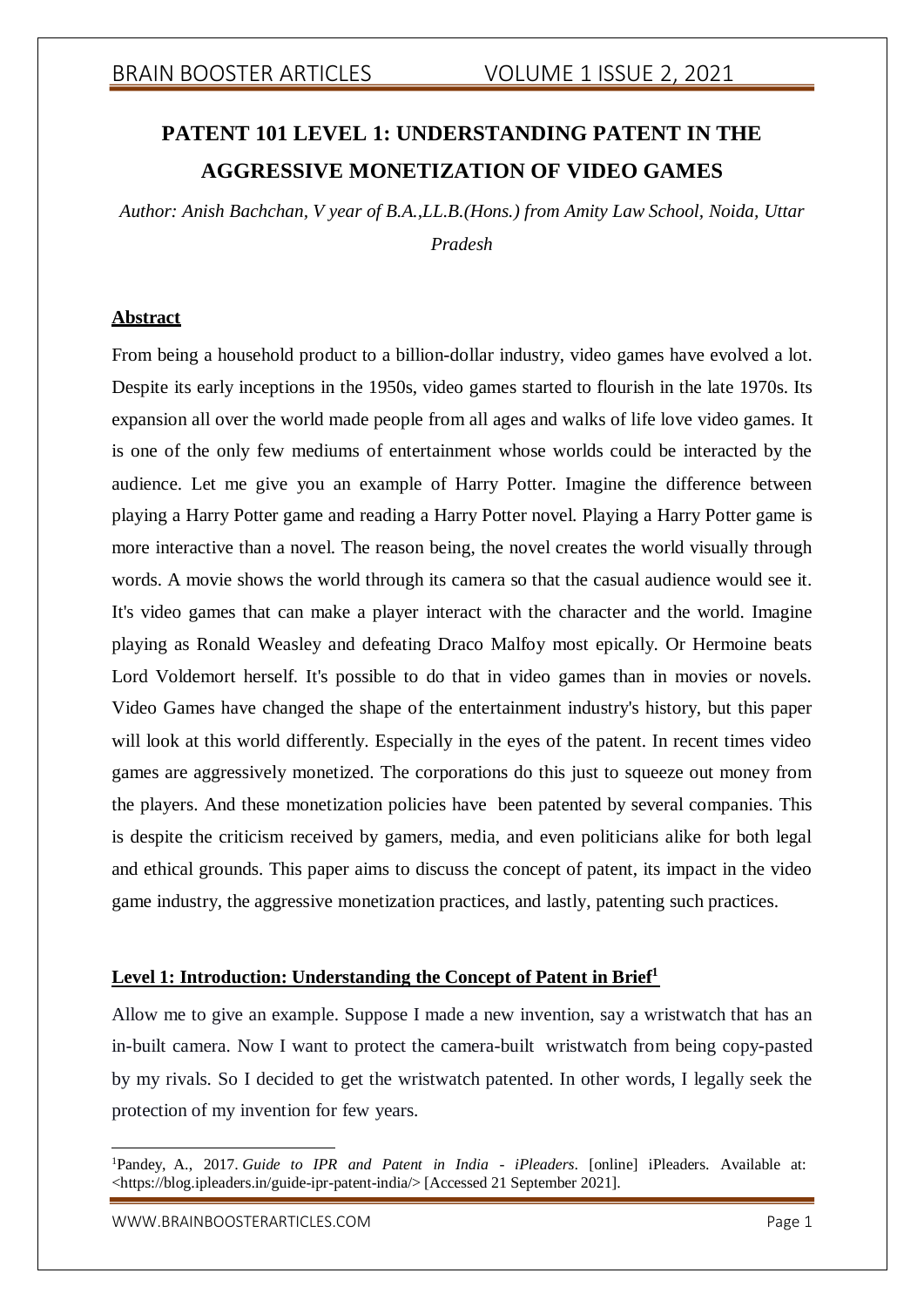# PATENT 101 LEVEL 1: UNDERSTANDING PATENT IN THE AGGRESSIVE MONETIZATION OF VIDEO GAMES

*Author: Anish Bachchan, V year of B.A.,LL.B.(Hons.) from Amity Law School, Noida, Uttar Pradesh*

## Abstract

From being a household product to a billion-dollar industry, video games have evolved a lot. Despite its early inceptions in the 1950s, video games started to flourish in the late 1970s. Its expansion all over the world made people from all ages and walks of life love video games. It is one of the only few mediums of entertainment whose worlds could be interacted by the audience. Let me give you an example of Harry Potter. Imagine the difference between playing a Harry Potter game and reading a Harry Potter novel. Playing a Harry Potter game is more interactive than a novel. The reason being, the novel creates the world visually through words. A movie shows the world through its camera so that the casual audience would see it. It's video games that can make a player interact with the character and the world. Imagine playing as Ronald Weasley and defeating Draco Malfoy most epically. Or Hermoine beats Lord Voldemort herself. It's possible to do that in video games than in movies or novels. Video Games have changed the shape of the entertainment industry's history, but this paper will look at this world differently. Especially in the eyes of the patent. In recent times video games are aggressively monetized. The corporations do this just to squeeze out money from the players. And these monetization policies have been patented by several companies. This is despite the criticism received by gamers, media, and even politicians alike for both legal and ethical grounds. This paper aims to discuss the concept of patent, its impact in the video game industry, the aggressive monetization practices, and lastly, patenting such practices.

## Level 1: Introduction: Understanding the Concept of Patent in Brief[1]

Allow me to give an example. Suppose I made a new invention, say a wristwatch that has an in-built camera. Now I want to protect the camera-built wristwatch from being copy-pasted by my rivals. So I decided to get the wristwatch patented. In other words, I legally seek the protection of my invention for few years.

---

[1] Pandey, A., 2017. *Guide to IPR and Patent in India - iPleaders*. [online] iPleaders. Available at: <https://blog.ipleaders.in/guide-ipr-patent-india/> [Accessed 21 September 2021].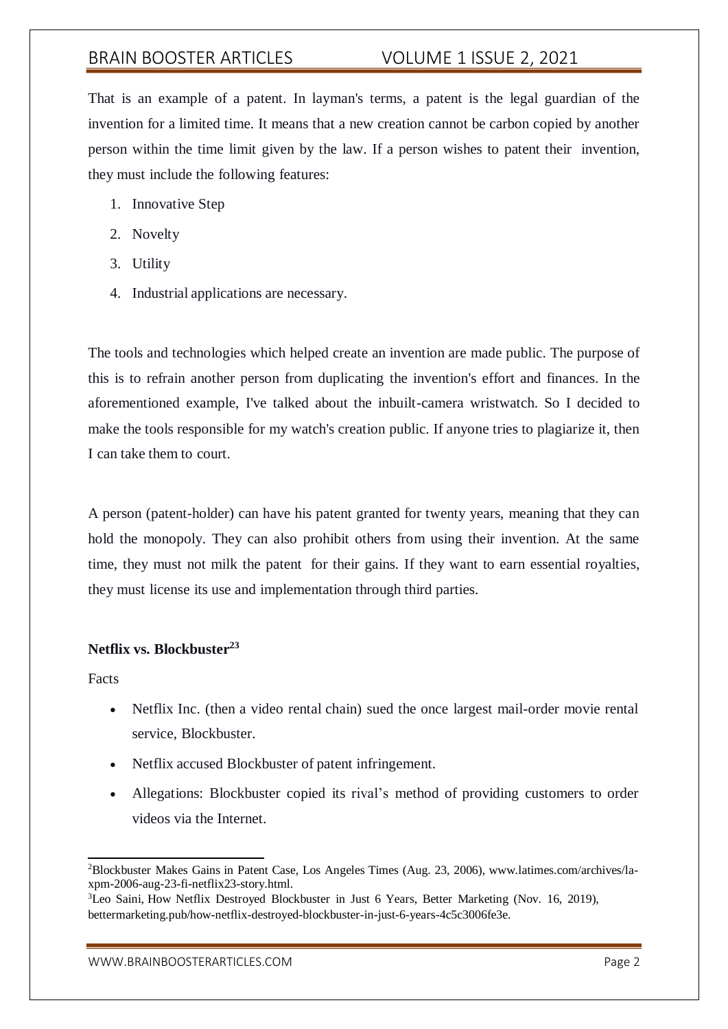That is an example of a patent. In layman's terms, a patent is the legal guardian of the invention for a limited time. It means that a new creation cannot be carbon copied by another person within the time limit given by the law. If a person wishes to patent their invention, they must include the following features:

1. Innovative Step
2. Novelty
3. Utility
4. Industrial applications are necessary.

The tools and technologies which helped create an invention are made public. The purpose of this is to refrain another person from duplicating the invention's effort and finances. In the aforementioned example, I've talked about the inbuilt-camera wristwatch. So I decided to make the tools responsible for my watch's creation public. If anyone tries to plagiarize it, then I can take them to court.

A person (patent-holder) can have his patent granted for twenty years, meaning that they can hold the monopoly. They can also prohibit others from using their invention. At the same time, they must not milk the patent for their gains. If they want to earn essential royalties, they must license its use and implementation through third parties.

**Netflix vs. Blockbuster**[2][3]

Facts

- Netflix Inc. (then a video rental chain) sued the once largest mail-order movie rental service, Blockbuster.
- Netflix accused Blockbuster of patent infringement.
- Allegations: Blockbuster copied its rival's method of providing customers to order videos via the Internet.

---

[2]Blockbuster Makes Gains in Patent Case, Los Angeles Times (Aug. 23, 2006), www.latimes.com/archives/la-xpm-2006-aug-23-fi-netflix23-story.html.

[3]Leo Saini, How Netflix Destroyed Blockbuster in Just 6 Years, Better Marketing (Nov. 16, 2019), bettermarketing.pub/how-netflix-destroyed-blockbuster-in-just-6-years-4c5c3006fe3e.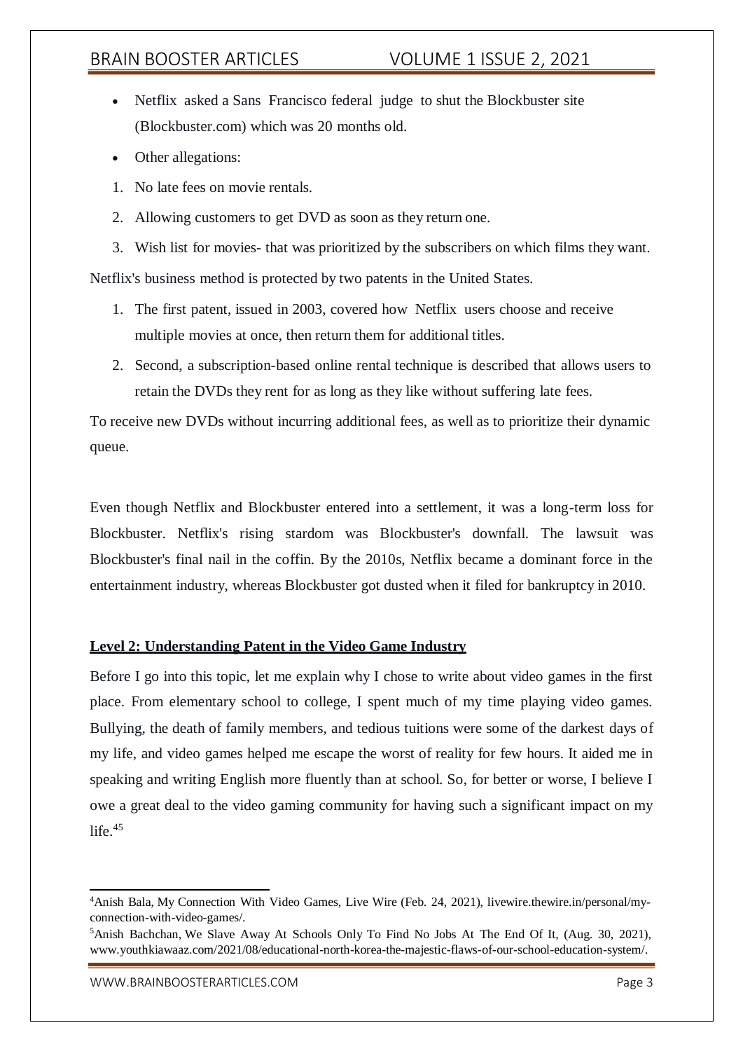- Netflix asked a Sans Francisco federal judge to shut the Blockbuster site (Blockbuster.com) which was 20 months old.
- Other allegations:

1. No late fees on movie rentals.
2. Allowing customers to get DVD as soon as they return one.
3. Wish list for movies- that was prioritized by the subscribers on which films they want.

Netflix's business method is protected by two patents in the United States.

1. The first patent, issued in 2003, covered how Netflix users choose and receive multiple movies at once, then return them for additional titles.
2. Second, a subscription-based online rental technique is described that allows users to retain the DVDs they rent for as long as they like without suffering late fees.

To receive new DVDs without incurring additional fees, as well as to prioritize their dynamic queue.

Even though Netflix and Blockbuster entered into a settlement, it was a long-term loss for Blockbuster. Netflix's rising stardom was Blockbuster's downfall. The lawsuit was Blockbuster's final nail in the coffin. By the 2010s, Netflix became a dominant force in the entertainment industry, whereas Blockbuster got dusted when it filed for bankruptcy in 2010.

**Level 2: Understanding Patent in the Video Game Industry**

Before I go into this topic, let me explain why I chose to write about video games in the first place. From elementary school to college, I spent much of my time playing video games. Bullying, the death of family members, and tedious tuitions were some of the darkest days of my life, and video games helped me escape the worst of reality for few hours. It aided me in speaking and writing English more fluently than at school. So, for better or worse, I believe I owe a great deal to the video gaming community for having such a significant impact on my life.[4][5]

---

[4] Anish Bala, My Connection With Video Games, Live Wire (Feb. 24, 2021), livewire.thewire.in/personal/my-connection-with-video-games/.

[5] Anish Bachchan, We Slave Away At Schools Only To Find No Jobs At The End Of It, (Aug. 30, 2021), www.youthkiawaaz.com/2021/08/educational-north-korea-the-majestic-flaws-of-our-school-education-system/.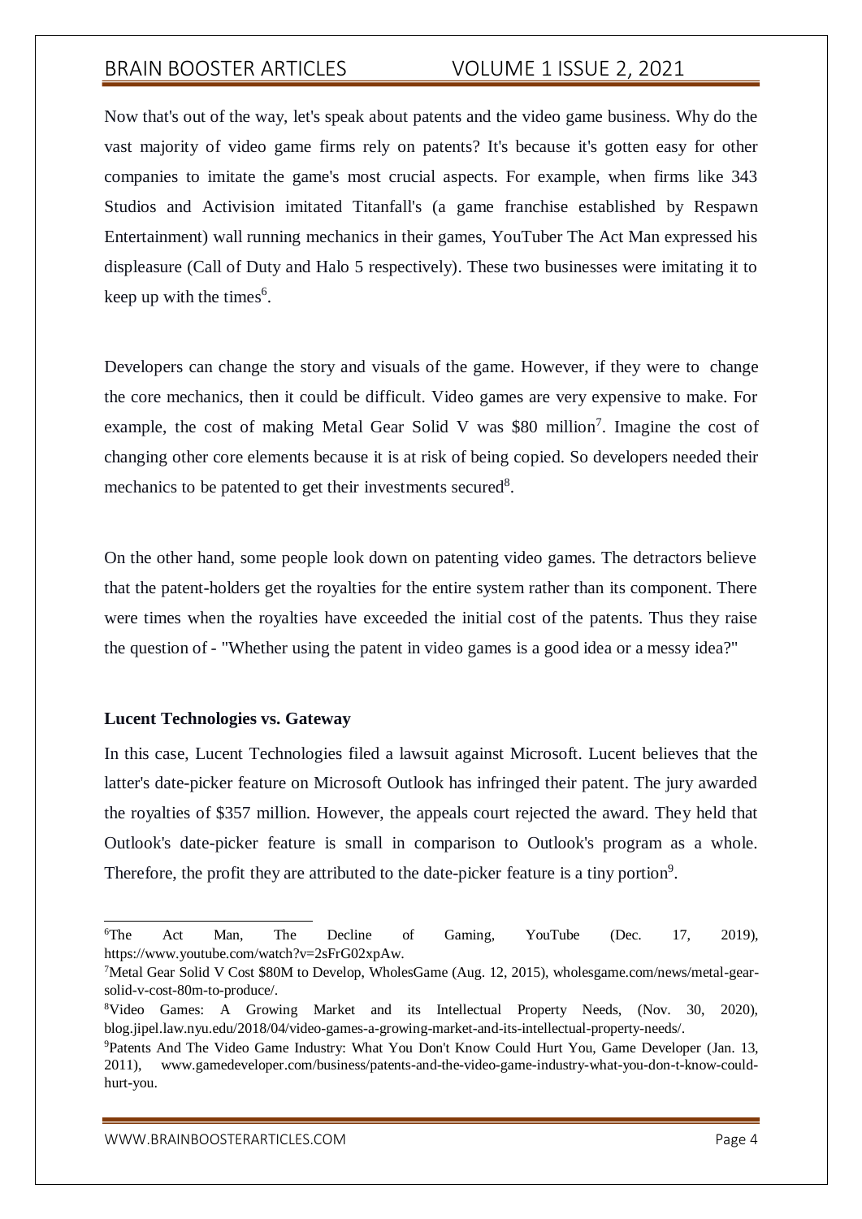Now that's out of the way, let's speak about patents and the video game business. Why do the vast majority of video game firms rely on patents? It's because it's gotten easy for other companies to imitate the game's most crucial aspects. For example, when firms like 343 Studios and Activision imitated Titanfall's (a game franchise established by Respawn Entertainment) wall running mechanics in their games, YouTuber The Act Man expressed his displeasure (Call of Duty and Halo 5 respectively). These two businesses were imitating it to keep up with the times[6].

Developers can change the story and visuals of the game. However, if they were to change the core mechanics, then it could be difficult. Video games are very expensive to make. For example, the cost of making Metal Gear Solid V was $80 million[7]. Imagine the cost of changing other core elements because it is at risk of being copied. So developers needed their mechanics to be patented to get their investments secured[8].

On the other hand, some people look down on patenting video games. The detractors believe that the patent-holders get the royalties for the entire system rather than its component. There were times when the royalties have exceeded the initial cost of the patents. Thus they raise the question of - "Whether using the patent in video games is a good idea or a messy idea?"

**Lucent Technologies vs. Gateway**

In this case, Lucent Technologies filed a lawsuit against Microsoft. Lucent believes that the latter's date-picker feature on Microsoft Outlook has infringed their patent. The jury awarded the royalties of $357 million. However, the appeals court rejected the award. They held that Outlook's date-picker feature is small in comparison to Outlook's program as a whole. Therefore, the profit they are attributed to the date-picker feature is a tiny portion[9].

---

[6] The Act Man, The Decline of Gaming, YouTube (Dec. 17, 2019), https://www.youtube.com/watch?v=2sFrG02xpAw.

[7] Metal Gear Solid V Cost $80M to Develop, WholesGame (Aug. 12, 2015), wholesgame.com/news/metal-gear-solid-v-cost-80m-to-produce/.

[8] Video Games: A Growing Market and its Intellectual Property Needs, (Nov. 30, 2020), blog.jipel.law.nyu.edu/2018/04/video-games-a-growing-market-and-its-intellectual-property-needs/.

[9] Patents And The Video Game Industry: What You Don't Know Could Hurt You, Game Developer (Jan. 13, 2011), www.gamedeveloper.com/business/patents-and-the-video-game-industry-what-you-don-t-know-could-hurt-you.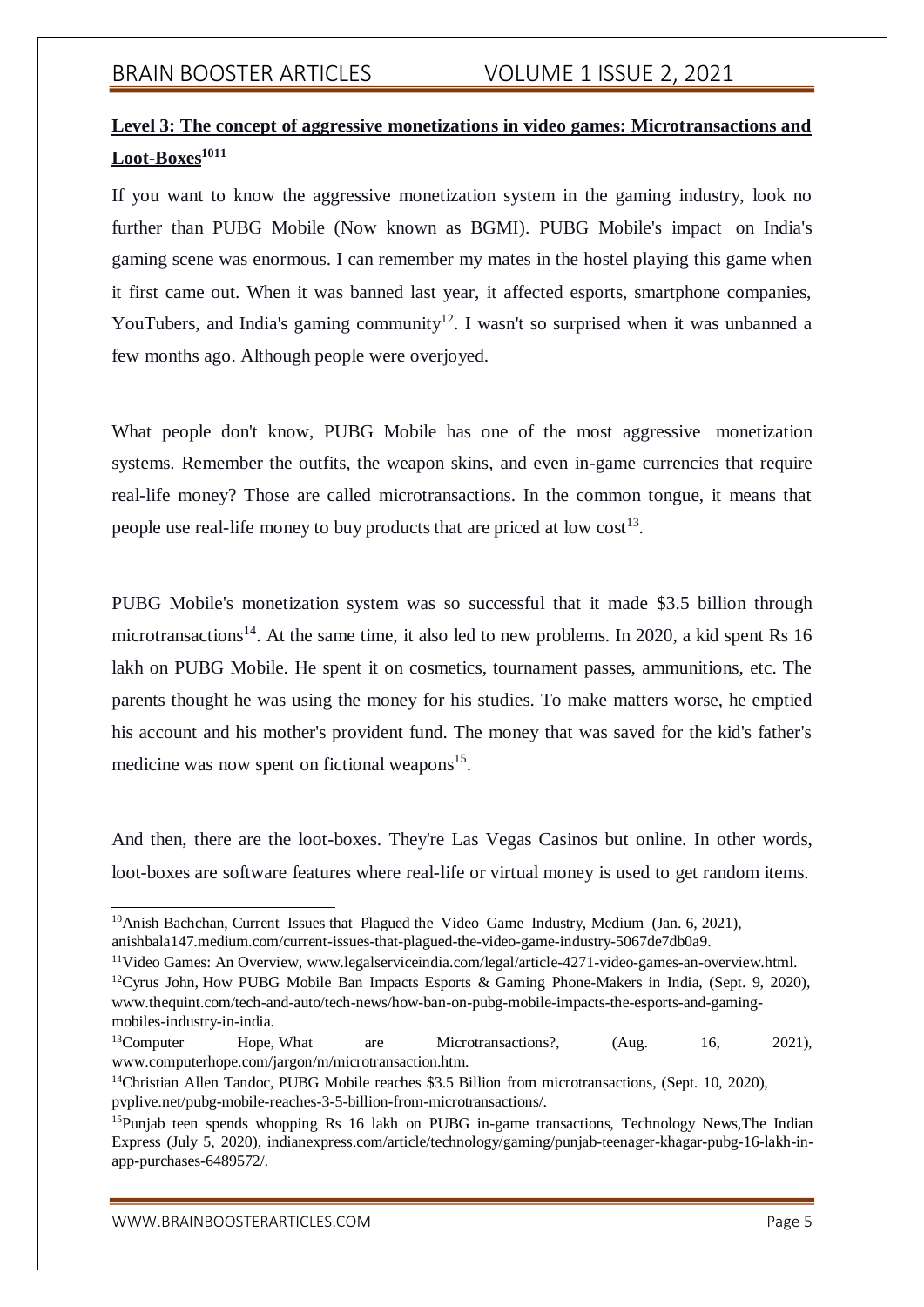**Level 3: The concept of aggressive monetizations in video games: Microtransactions and Loot-Boxes**[10][11]

If you want to know the aggressive monetization system in the gaming industry, look no further than PUBG Mobile (Now known as BGMI). PUBG Mobile's impact on India's gaming scene was enormous. I can remember my mates in the hostel playing this game when it first came out. When it was banned last year, it affected esports, smartphone companies, YouTubers, and India's gaming community[12]. I wasn't so surprised when it was unbanned a few months ago. Although people were overjoyed.

What people don't know, PUBG Mobile has one of the most aggressive monetization systems. Remember the outfits, the weapon skins, and even in-game currencies that require real-life money? Those are called microtransactions. In the common tongue, it means that people use real-life money to buy products that are priced at low cost[13].

PUBG Mobile's monetization system was so successful that it made $3.5 billion through microtransactions[14]. At the same time, it also led to new problems. In 2020, a kid spent Rs 16 lakh on PUBG Mobile. He spent it on cosmetics, tournament passes, ammunitions, etc. The parents thought he was using the money for his studies. To make matters worse, he emptied his account and his mother's provident fund. The money that was saved for the kid's father's medicine was now spent on fictional weapons[15].

And then, there are the loot-boxes. They're Las Vegas Casinos but online. In other words, loot-boxes are software features where real-life or virtual money is used to get random items.

---

[10] Anish Bachchan, Current Issues that Plagued the Video Game Industry, Medium (Jan. 6, 2021), anishbala147.medium.com/current-issues-that-plagued-the-video-game-industry-5067de7db0a9.

[11] Video Games: An Overview, www.legalserviceindia.com/legal/article-4271-video-games-an-overview.html.

[12] Cyrus John, How PUBG Mobile Ban Impacts Esports & Gaming Phone-Makers in India, (Sept. 9, 2020), www.thequint.com/tech-and-auto/tech-news/how-ban-on-pubg-mobile-impacts-the-esports-and-gaming-mobiles-industry-in-india.

[13] Computer Hope, What are Microtransactions?, (Aug. 16, 2021), www.computerhope.com/jargon/m/microtransaction.htm.

[14] Christian Allen Tandoc, PUBG Mobile reaches $3.5 Billion from microtransactions, (Sept. 10, 2020), pvplive.net/pubg-mobile-reaches-3-5-billion-from-microtransactions/.

[15] Punjab teen spends whopping Rs 16 lakh on PUBG in-game transactions, Technology News,The Indian Express (July 5, 2020), indianexpress.com/article/technology/gaming/punjab-teenager-khagar-pubg-16-lakh-in-app-purchases-6489572/.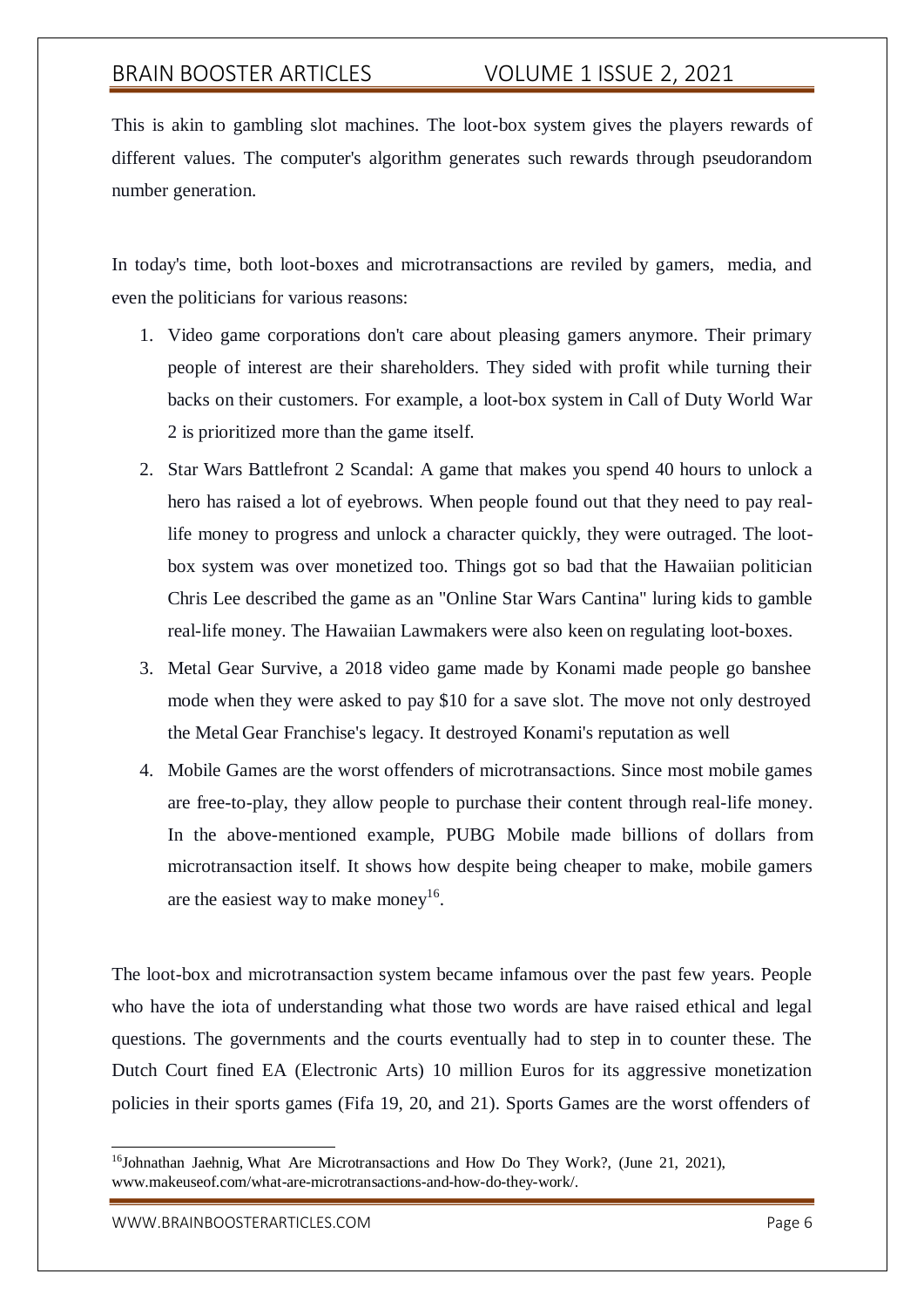This is akin to gambling slot machines. The loot-box system gives the players rewards of different values. The computer's algorithm generates such rewards through pseudorandom number generation.

In today's time, both loot-boxes and microtransactions are reviled by gamers, media, and even the politicians for various reasons:

1. Video game corporations don't care about pleasing gamers anymore. Their primary people of interest are their shareholders. They sided with profit while turning their backs on their customers. For example, a loot-box system in Call of Duty World War 2 is prioritized more than the game itself.
2. Star Wars Battlefront 2 Scandal: A game that makes you spend 40 hours to unlock a hero has raised a lot of eyebrows. When people found out that they need to pay real-life money to progress and unlock a character quickly, they were outraged. The loot-box system was over monetized too. Things got so bad that the Hawaiian politician Chris Lee described the game as an "Online Star Wars Cantina" luring kids to gamble real-life money. The Hawaiian Lawmakers were also keen on regulating loot-boxes.
3. Metal Gear Survive, a 2018 video game made by Konami made people go banshee mode when they were asked to pay $10 for a save slot. The move not only destroyed the Metal Gear Franchise's legacy. It destroyed Konami's reputation as well
4. Mobile Games are the worst offenders of microtransactions. Since most mobile games are free-to-play, they allow people to purchase their content through real-life money. In the above-mentioned example, PUBG Mobile made billions of dollars from microtransaction itself. It shows how despite being cheaper to make, mobile gamers are the easiest way to make money[16].

The loot-box and microtransaction system became infamous over the past few years. People who have the iota of understanding what those two words are have raised ethical and legal questions. The governments and the courts eventually had to step in to counter these. The Dutch Court fined EA (Electronic Arts) 10 million Euros for its aggressive monetization policies in their sports games (Fifa 19, 20, and 21). Sports Games are the worst offenders of

---

[16] Johnathan Jaehnig, What Are Microtransactions and How Do They Work?, (June 21, 2021), www.makeuseof.com/what-are-microtransactions-and-how-do-they-work/.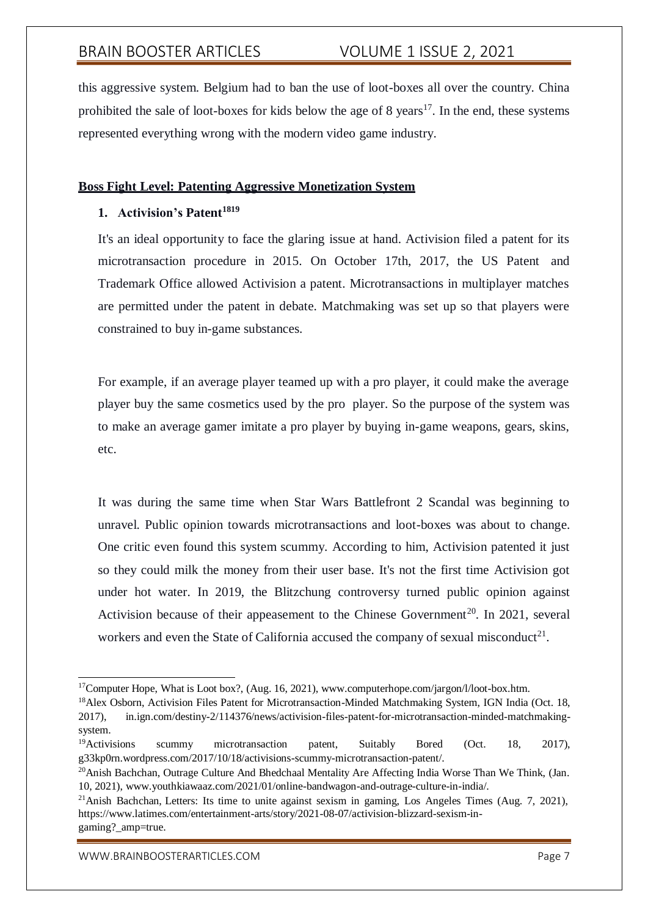this aggressive system. Belgium had to ban the use of loot-boxes all over the country. China prohibited the sale of loot-boxes for kids below the age of 8 years[17]. In the end, these systems represented everything wrong with the modern video game industry.

## Boss Fight Level: Patenting Aggressive Monetization System

### 1. Activision's Patent[18][19]

It's an ideal opportunity to face the glaring issue at hand. Activision filed a patent for its microtransaction procedure in 2015. On October 17th, 2017, the US Patent and Trademark Office allowed Activision a patent. Microtransactions in multiplayer matches are permitted under the patent in debate. Matchmaking was set up so that players were constrained to buy in-game substances.

For example, if an average player teamed up with a pro player, it could make the average player buy the same cosmetics used by the pro player. So the purpose of the system was to make an average gamer imitate a pro player by buying in-game weapons, gears, skins, etc.

It was during the same time when Star Wars Battlefront 2 Scandal was beginning to unravel. Public opinion towards microtransactions and loot-boxes was about to change. One critic even found this system scummy. According to him, Activision patented it just so they could milk the money from their user base. It's not the first time Activision got under hot water. In 2019, the Blitzchung controversy turned public opinion against Activision because of their appeasement to the Chinese Government[20]. In 2021, several workers and even the State of California accused the company of sexual misconduct[21].

---

[17] Computer Hope, What is Loot box?, (Aug. 16, 2021), www.computerhope.com/jargon/l/loot-box.htm.

[18] Alex Osborn, Activision Files Patent for Microtransaction-Minded Matchmaking System, IGN India (Oct. 18, 2017), in.ign.com/destiny-2/114376/news/activision-files-patent-for-microtransaction-minded-matchmaking-system.

[19] Activisions scummy microtransaction patent, Suitably Bored (Oct. 18, 2017), g33kp0rn.wordpress.com/2017/10/18/activisions-scummy-microtransaction-patent/.

[20] Anish Bachchan, Outrage Culture And Bhedchaal Mentality Are Affecting India Worse Than We Think, (Jan. 10, 2021), www.youthkiawaaz.com/2021/01/online-bandwagon-and-outrage-culture-in-india/.

[21] Anish Bachchan, Letters: Its time to unite against sexism in gaming, Los Angeles Times (Aug. 7, 2021), https://www.latimes.com/entertainment-arts/story/2021-08-07/activision-blizzard-sexism-in-gaming?_amp=true.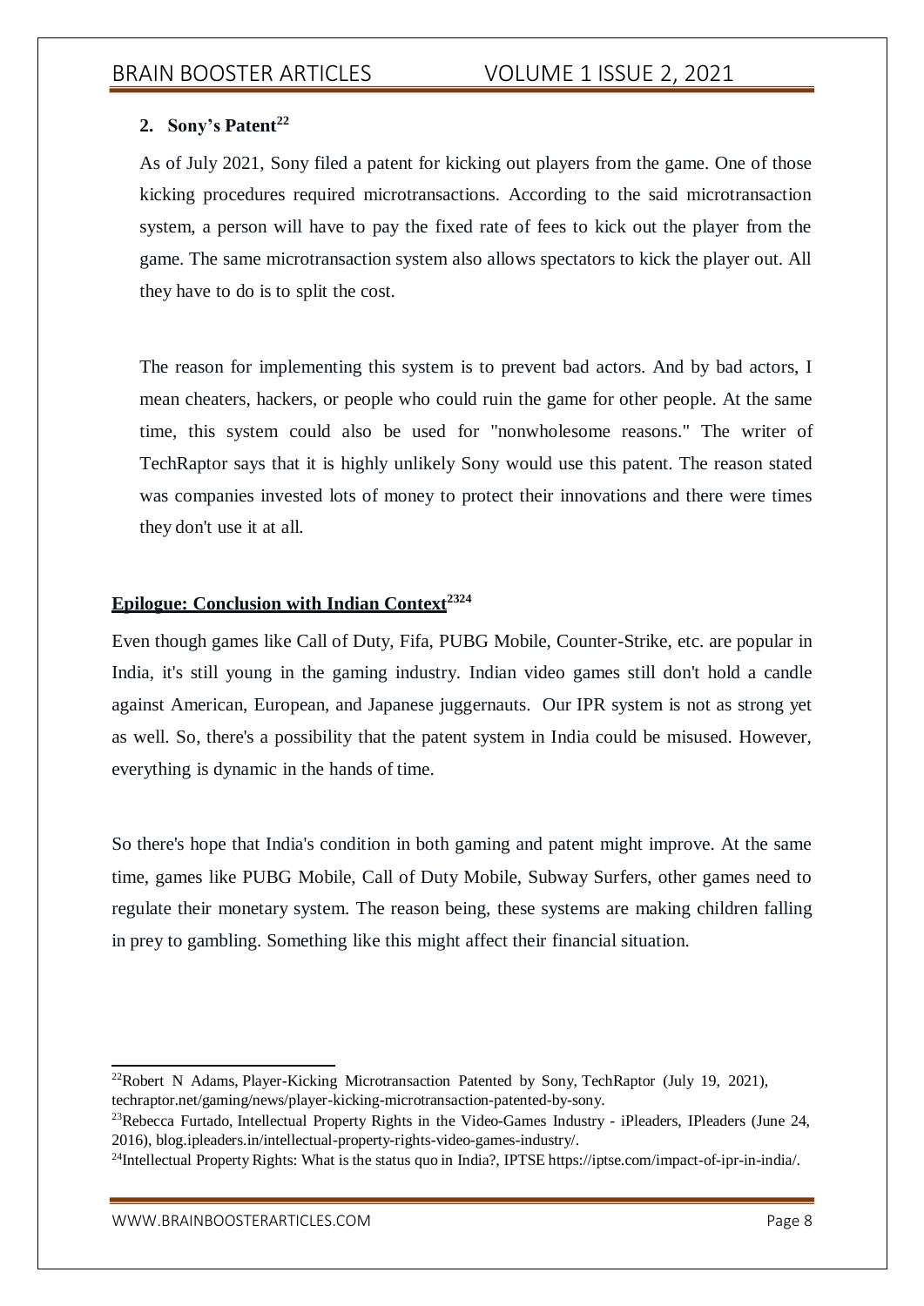### 2. Sony's Patent[22]

As of July 2021, Sony filed a patent for kicking out players from the game. One of those kicking procedures required microtransactions. According to the said microtransaction system, a person will have to pay the fixed rate of fees to kick out the player from the game. The same microtransaction system also allows spectators to kick the player out. All they have to do is to split the cost.

The reason for implementing this system is to prevent bad actors. And by bad actors, I mean cheaters, hackers, or people who could ruin the game for other people. At the same time, this system could also be used for "nonwholesome reasons." The writer of TechRaptor says that it is highly unlikely Sony would use this patent. The reason stated was companies invested lots of money to protect their innovations and there were times they don't use it at all.

## Epilogue: Conclusion with Indian Context[23][24]

Even though games like Call of Duty, Fifa, PUBG Mobile, Counter-Strike, etc. are popular in India, it's still young in the gaming industry. Indian video games still don't hold a candle against American, European, and Japanese juggernauts. Our IPR system is not as strong yet as well. So, there's a possibility that the patent system in India could be misused. However, everything is dynamic in the hands of time.

So there's hope that India's condition in both gaming and patent might improve. At the same time, games like PUBG Mobile, Call of Duty Mobile, Subway Surfers, other games need to regulate their monetary system. The reason being, these systems are making children falling in prey to gambling. Something like this might affect their financial situation.

---

[22] Robert N Adams, Player-Kicking Microtransaction Patented by Sony, TechRaptor (July 19, 2021), techraptor.net/gaming/news/player-kicking-microtransaction-patented-by-sony.

[23] Rebecca Furtado, Intellectual Property Rights in the Video-Games Industry - iPleaders, IPleaders (June 24, 2016), blog.ipleaders.in/intellectual-property-rights-video-games-industry/.

[24] Intellectual Property Rights: What is the status quo in India?, IPTSE https://iptse.com/impact-of-ipr-in-india/.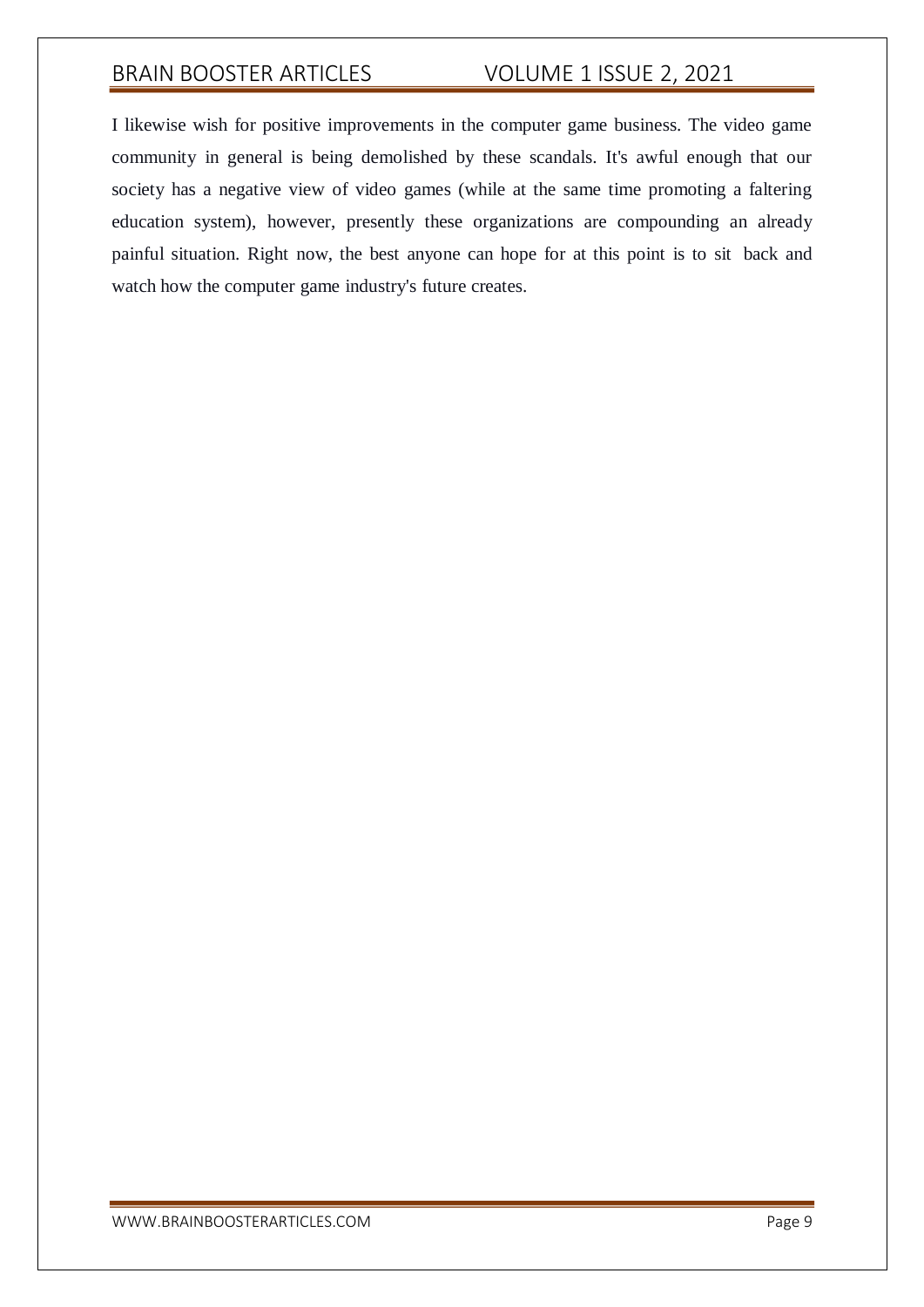I likewise wish for positive improvements in the computer game business. The video game community in general is being demolished by these scandals. It's awful enough that our society has a negative view of video games (while at the same time promoting a faltering education system), however, presently these organizations are compounding an already painful situation. Right now, the best anyone can hope for at this point is to sit back and watch how the computer game industry's future creates.